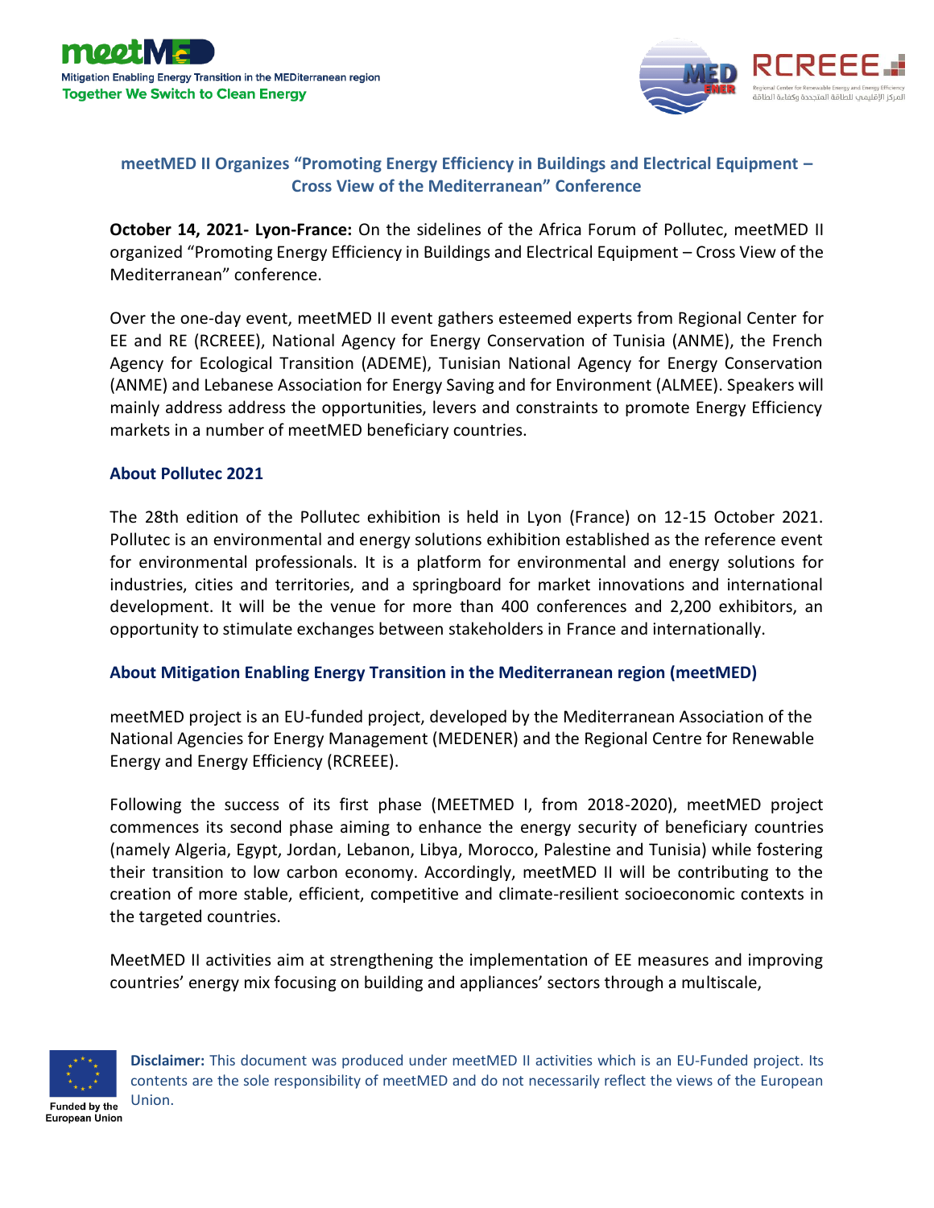meetMED
Mitigation Enabling Energy Transition in the MEDiterranean region
Together We Switch to Clean Energy

MEDENER | RCREEE
Regional Center for Renewable Energy and Energy Efficiency
المركز الإقليمي للطاقة المتجددة وكفاءة الطاقة

## meetMED II Organizes "Promoting Energy Efficiency in Buildings and Electrical Equipment – Cross View of the Mediterranean" Conference

**October 14, 2021- Lyon-France:** On the sidelines of the Africa Forum of Pollutec, meetMED II organized "Promoting Energy Efficiency in Buildings and Electrical Equipment – Cross View of the Mediterranean" conference.

Over the one-day event, meetMED II event gathers esteemed experts from Regional Center for EE and RE (RCREEE), National Agency for Energy Conservation of Tunisia (ANME), the French Agency for Ecological Transition (ADEME), Tunisian National Agency for Energy Conservation (ANME) and Lebanese Association for Energy Saving and for Environment (ALMEE). Speakers will mainly address address the opportunities, levers and constraints to promote Energy Efficiency markets in a number of meetMED beneficiary countries.

### About Pollutec 2021

The 28th edition of the Pollutec exhibition is held in Lyon (France) on 12-15 October 2021. Pollutec is an environmental and energy solutions exhibition established as the reference event for environmental professionals. It is a platform for environmental and energy solutions for industries, cities and territories, and a springboard for market innovations and international development. It will be the venue for more than 400 conferences and 2,200 exhibitors, an opportunity to stimulate exchanges between stakeholders in France and internationally.

### About Mitigation Enabling Energy Transition in the Mediterranean region (meetMED)

meetMED project is an EU-funded project, developed by the Mediterranean Association of the National Agencies for Energy Management (MEDENER) and the Regional Centre for Renewable Energy and Energy Efficiency (RCREEE).

Following the success of its first phase (MEETMED I, from 2018-2020), meetMED project commences its second phase aiming to enhance the energy security of beneficiary countries (namely Algeria, Egypt, Jordan, Lebanon, Libya, Morocco, Palestine and Tunisia) while fostering their transition to low carbon economy. Accordingly, meetMED II will be contributing to the creation of more stable, efficient, competitive and climate-resilient socioeconomic contexts in the targeted countries.

MeetMED II activities aim at strengthening the implementation of EE measures and improving countries' energy mix focusing on building and appliances' sectors through a multiscale,

Funded by the European Union

**Disclaimer:** This document was produced under meetMED II activities which is an EU-Funded project. Its contents are the sole responsibility of meetMED and do not necessarily reflect the views of the European Union.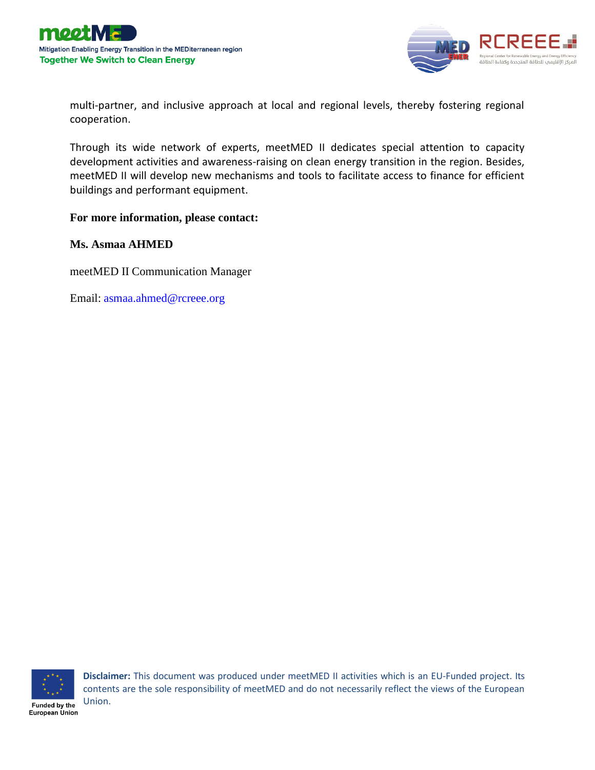multi-partner, and inclusive approach at local and regional levels, thereby fostering regional cooperation.

Through its wide network of experts, meetMED II dedicates special attention to capacity development activities and awareness-raising on clean energy transition in the region. Besides, meetMED II will develop new mechanisms and tools to facilitate access to finance for efficient buildings and performant equipment.

**For more information, please contact:**

**Ms. Asmaa AHMED**

meetMED II Communication Manager

Email: asmaa.ahmed@rcreee.org

**Disclaimer:** This document was produced under meetMED II activities which is an EU-Funded project. Its contents are the sole responsibility of meetMED and do not necessarily reflect the views of the European Union.